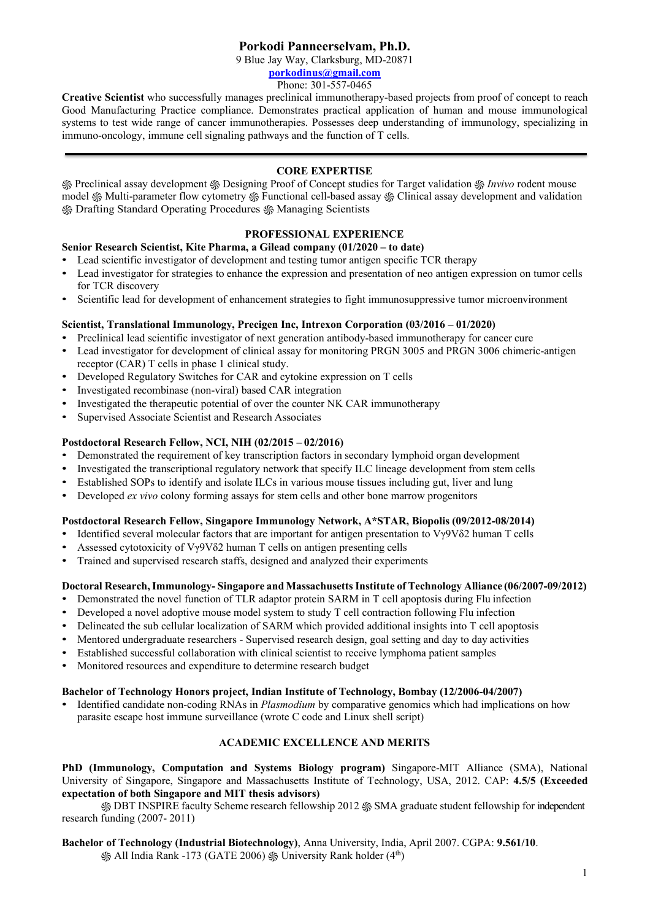# Porkodi Panneerselvam, Ph.D.

9 Blue Jay Way, Clarksburg, MD-20871

**porkodinus@gmail.com**

Phone: 301-557-0465

**Creative Scientist** who successfully manages preclinical immunotherapy-based projects from proof of concept to reach Good Manufacturing Practice compliance. Demonstrates practical application of human and mouse immunological systems to test wide range of cancer immunotherapies. Possesses deep understanding of immunology, specializing in immuno-oncology, immune cell signaling pathways and the function of T cells.

---

## CORE EXPERTISE

֍ Preclinical assay development ֍ Designing Proof of Concept studies for Target validation ֍ *Invivo* rodent mouse model ֍ Multi-parameter flow cytometry ֍ Functional cell-based assay ֍ Clinical assay development and validation ֍ Drafting Standard Operating Procedures ֍ Managing Scientists

## PROFESSIONAL EXPERIENCE

**Senior Research Scientist, Kite Pharma, a Gilead company (01/2020 – to date)**

- Lead scientific investigator of development and testing tumor antigen specific TCR therapy
- Lead investigator for strategies to enhance the expression and presentation of neo antigen expression on tumor cells for TCR discovery
- Scientific lead for development of enhancement strategies to fight immunosuppressive tumor microenvironment

**Scientist, Translational Immunology, Precigen Inc, Intrexon Corporation (03/2016 – 01/2020)**

- Preclinical lead scientific investigator of next generation antibody-based immunotherapy for cancer cure
- Lead investigator for development of clinical assay for monitoring PRGN 3005 and PRGN 3006 chimeric-antigen receptor (CAR) T cells in phase 1 clinical study.
- Developed Regulatory Switches for CAR and cytokine expression on T cells
- Investigated recombinase (non-viral) based CAR integration
- Investigated the therapeutic potential of over the counter NK CAR immunotherapy
- Supervised Associate Scientist and Research Associates

**Postdoctoral Research Fellow, NCI, NIH (02/2015 – 02/2016)**

- Demonstrated the requirement of key transcription factors in secondary lymphoid organ development
- Investigated the transcriptional regulatory network that specify ILC lineage development from stem cells
- Established SOPs to identify and isolate ILCs in various mouse tissues including gut, liver and lung
- Developed *ex vivo* colony forming assays for stem cells and other bone marrow progenitors

**Postdoctoral Research Fellow, Singapore Immunology Network, A*STAR, Biopolis (09/2012-08/2014)**

- Identified several molecular factors that are important for antigen presentation to Vγ9Vδ2 human T cells
- Assessed cytotoxicity of Vγ9Vδ2 human T cells on antigen presenting cells
- Trained and supervised research staffs, designed and analyzed their experiments

**Doctoral Research, Immunology- Singapore and Massachusetts Institute of Technology Alliance (06/2007-09/2012)**

- Demonstrated the novel function of TLR adaptor protein SARM in T cell apoptosis during Flu infection
- Developed a novel adoptive mouse model system to study T cell contraction following Flu infection
- Delineated the sub cellular localization of SARM which provided additional insights into T cell apoptosis
- Mentored undergraduate researchers - Supervised research design, goal setting and day to day activities
- Established successful collaboration with clinical scientist to receive lymphoma patient samples
- Monitored resources and expenditure to determine research budget

**Bachelor of Technology Honors project, Indian Institute of Technology, Bombay (12/2006-04/2007)**

- Identified candidate non-coding RNAs in *Plasmodium* by comparative genomics which had implications on how parasite escape host immune surveillance (wrote C code and Linux shell script)

## ACADEMIC EXCELLENCE AND MERITS

**PhD (Immunology, Computation and Systems Biology program)** Singapore-MIT Alliance (SMA), National University of Singapore, Singapore and Massachusetts Institute of Technology, USA, 2012. CAP: **4.5/5 (Exceeded expectation of both Singapore and MIT thesis advisors)**

֍ DBT INSPIRE faculty Scheme research fellowship 2012 ֍ SMA graduate student fellowship for independent research funding (2007- 2011)

**Bachelor of Technology (Industrial Biotechnology)**, Anna University, India, April 2007. CGPA: **9.561/10**.

֍ All India Rank -173 (GATE 2006) ֍ University Rank holder (4th)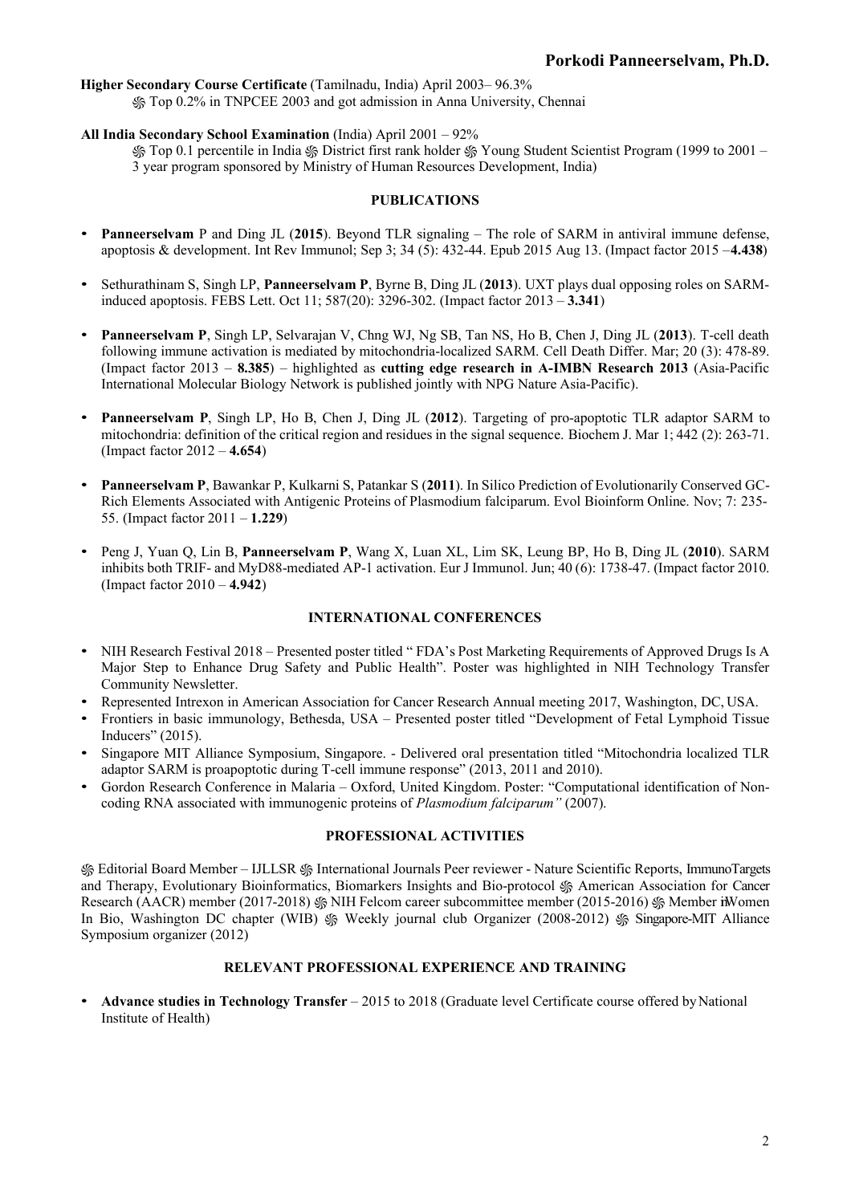**Higher Secondary Course Certificate** (Tamilnadu, India) April 2003– 96.3%

֍ Top 0.2% in TNPCEE 2003 and got admission in Anna University, Chennai

**All India Secondary School Examination** (India) April 2001 – 92%

֍ Top 0.1 percentile in India ֍ District first rank holder ֍ Young Student Scientist Program (1999 to 2001 – 3 year program sponsored by Ministry of Human Resources Development, India)

## PUBLICATIONS

- **Panneerselvam** P and Ding JL (**2015**). Beyond TLR signaling – The role of SARM in antiviral immune defense, apoptosis & development. Int Rev Immunol; Sep 3; 34 (5): 432-44. Epub 2015 Aug 13. (Impact factor 2015 –**4.438**)
- Sethurathinam S, Singh LP, **Panneerselvam P**, Byrne B, Ding JL (**2013**). UXT plays dual opposing roles on SARM-induced apoptosis. FEBS Lett. Oct 11; 587(20): 3296-302. (Impact factor 2013 – **3.341**)
- **Panneerselvam P**, Singh LP, Selvarajan V, Chng WJ, Ng SB, Tan NS, Ho B, Chen J, Ding JL (**2013**). T-cell death following immune activation is mediated by mitochondria-localized SARM. Cell Death Differ. Mar; 20 (3): 478-89. (Impact factor 2013 – **8.385**) – highlighted as **cutting edge research in A-IMBN Research 2013** (Asia-Pacific International Molecular Biology Network is published jointly with NPG Nature Asia-Pacific).
- **Panneerselvam P**, Singh LP, Ho B, Chen J, Ding JL (**2012**). Targeting of pro-apoptotic TLR adaptor SARM to mitochondria: definition of the critical region and residues in the signal sequence. Biochem J. Mar 1; 442 (2): 263-71. (Impact factor 2012 – **4.654**)
- **Panneerselvam P**, Bawankar P, Kulkarni S, Patankar S (**2011**). In Silico Prediction of Evolutionarily Conserved GC-Rich Elements Associated with Antigenic Proteins of Plasmodium falciparum. Evol Bioinform Online. Nov; 7: 235-55. (Impact factor 2011 – **1.229**)
- Peng J, Yuan Q, Lin B, **Panneerselvam P**, Wang X, Luan XL, Lim SK, Leung BP, Ho B, Ding JL (**2010**). SARM inhibits both TRIF- and MyD88-mediated AP-1 activation. Eur J Immunol. Jun; 40 (6): 1738-47. (Impact factor 2010. (Impact factor 2010 – **4.942**)

## INTERNATIONAL CONFERENCES

- NIH Research Festival 2018 – Presented poster titled " FDA's Post Marketing Requirements of Approved Drugs Is A Major Step to Enhance Drug Safety and Public Health". Poster was highlighted in NIH Technology Transfer Community Newsletter.
- Represented Intrexon in American Association for Cancer Research Annual meeting 2017, Washington, DC, USA.
- Frontiers in basic immunology, Bethesda, USA – Presented poster titled "Development of Fetal Lymphoid Tissue Inducers" (2015).
- Singapore MIT Alliance Symposium, Singapore. - Delivered oral presentation titled "Mitochondria localized TLR adaptor SARM is proapoptotic during T-cell immune response" (2013, 2011 and 2010).
- Gordon Research Conference in Malaria – Oxford, United Kingdom. Poster: "Computational identification of Non-coding RNA associated with immunogenic proteins of *Plasmodium falciparum"* (2007).

## PROFESSIONAL ACTIVITIES

֍ Editorial Board Member – IJLLSR ֍ International Journals Peer reviewer - Nature Scientific Reports, ImmunoTargets and Therapy, Evolutionary Bioinformatics, Biomarkers Insights and Bio-protocol ֍ American Association for Cancer Research (AACR) member (2017-2018) ֍ NIH Felcom career subcommittee member (2015-2016) ֍ Member in Women In Bio, Washington DC chapter (WIB) ֍ Weekly journal club Organizer (2008-2012) ֍ Singapore-MIT Alliance Symposium organizer (2012)

## RELEVANT PROFESSIONAL EXPERIENCE AND TRAINING

- **Advance studies in Technology Transfer** – 2015 to 2018 (Graduate level Certificate course offered by National Institute of Health)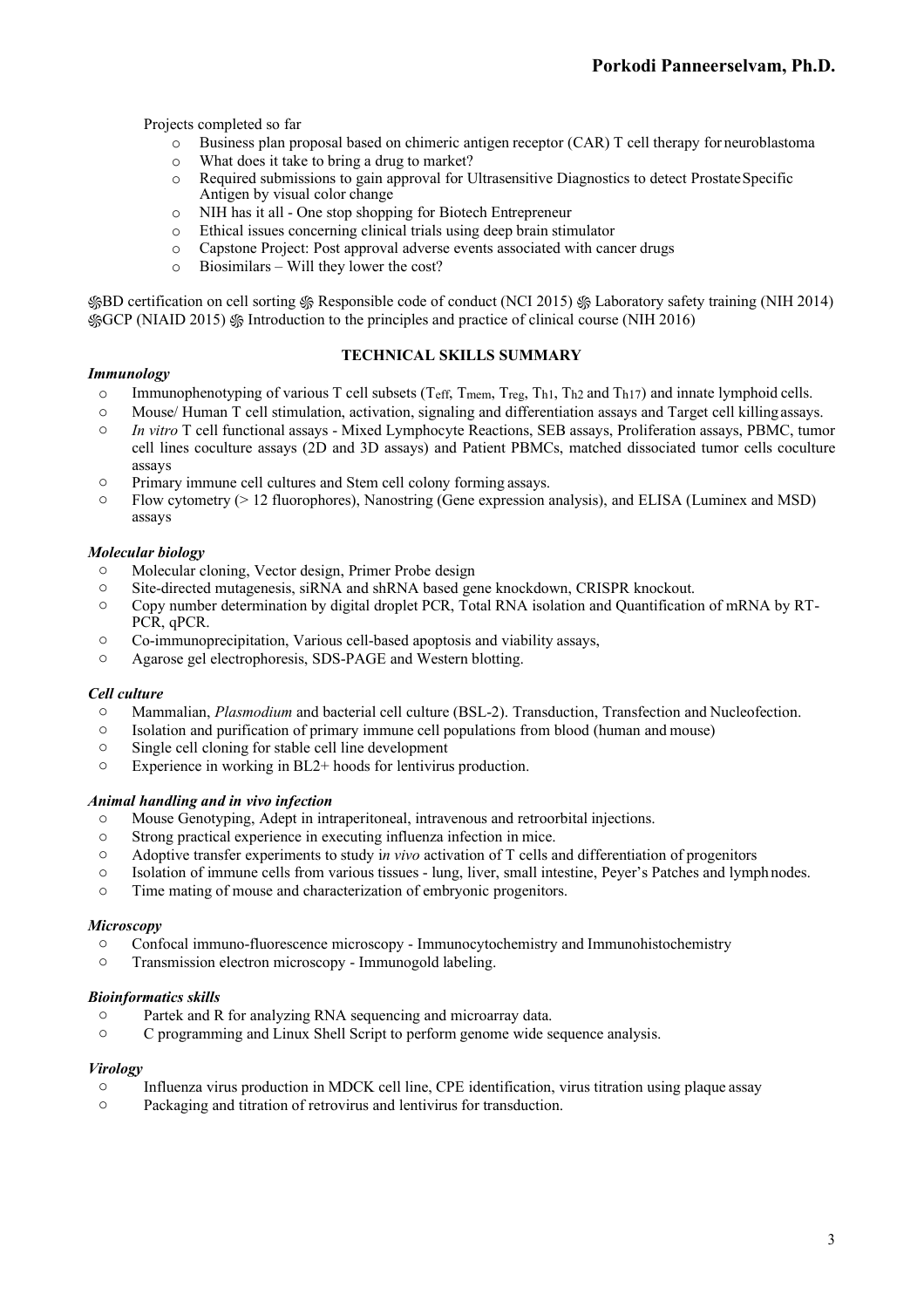Projects completed so far

- Business plan proposal based on chimeric antigen receptor (CAR) T cell therapy for neuroblastoma
- What does it take to bring a drug to market?
- Required submissions to gain approval for Ultrasensitive Diagnostics to detect Prostate Specific Antigen by visual color change
- NIH has it all - One stop shopping for Biotech Entrepreneur
- Ethical issues concerning clinical trials using deep brain stimulator
- Capstone Project: Post approval adverse events associated with cancer drugs
- Biosimilars – Will they lower the cost?

࿊BD certification on cell sorting ࿊ Responsible code of conduct (NCI 2015) ࿊ Laboratory safety training (NIH 2014) ࿊GCP (NIAID 2015) ࿊ Introduction to the principles and practice of clinical course (NIH 2016)

## TECHNICAL SKILLS SUMMARY

***Immunology***

- Immunophenotyping of various T cell subsets ($T_{eff}$, $T_{mem}$, $T_{reg}$, $T_{h1}$, $T_{h2}$ and $T_{h17}$) and innate lymphoid cells.
- Mouse/ Human T cell stimulation, activation, signaling and differentiation assays and Target cell killing assays.
- *In vitro* T cell functional assays - Mixed Lymphocyte Reactions, SEB assays, Proliferation assays, PBMC, tumor cell lines coculture assays (2D and 3D assays) and Patient PBMCs, matched dissociated tumor cells coculture assays
- Primary immune cell cultures and Stem cell colony forming assays.
- Flow cytometry (> 12 fluorophores), Nanostring (Gene expression analysis), and ELISA (Luminex and MSD) assays

***Molecular biology***

- Molecular cloning, Vector design, Primer Probe design
- Site-directed mutagenesis, siRNA and shRNA based gene knockdown, CRISPR knockout.
- Copy number determination by digital droplet PCR, Total RNA isolation and Quantification of mRNA by RT-PCR, qPCR.
- Co-immunoprecipitation, Various cell-based apoptosis and viability assays,
- Agarose gel electrophoresis, SDS-PAGE and Western blotting.

***Cell culture***

- Mammalian, *Plasmodium* and bacterial cell culture (BSL-2). Transduction, Transfection and Nucleofection.
- Isolation and purification of primary immune cell populations from blood (human and mouse)
- Single cell cloning for stable cell line development
- Experience in working in BL2+ hoods for lentivirus production.

***Animal handling and in vivo infection***

- Mouse Genotyping, Adept in intraperitoneal, intravenous and retroorbital injections.
- Strong practical experience in executing influenza infection in mice.
- Adoptive transfer experiments to study i*n vivo* activation of T cells and differentiation of progenitors
- Isolation of immune cells from various tissues - lung, liver, small intestine, Peyer's Patches and lymph nodes.
- Time mating of mouse and characterization of embryonic progenitors.

***Microscopy***

- Confocal immuno-fluorescence microscopy - Immunocytochemistry and Immunohistochemistry
- Transmission electron microscopy - Immunogold labeling.

***Bioinformatics skills***

- Partek and R for analyzing RNA sequencing and microarray data.
- C programming and Linux Shell Script to perform genome wide sequence analysis.

***Virology***

- Influenza virus production in MDCK cell line, CPE identification, virus titration using plaque assay
- Packaging and titration of retrovirus and lentivirus for transduction.